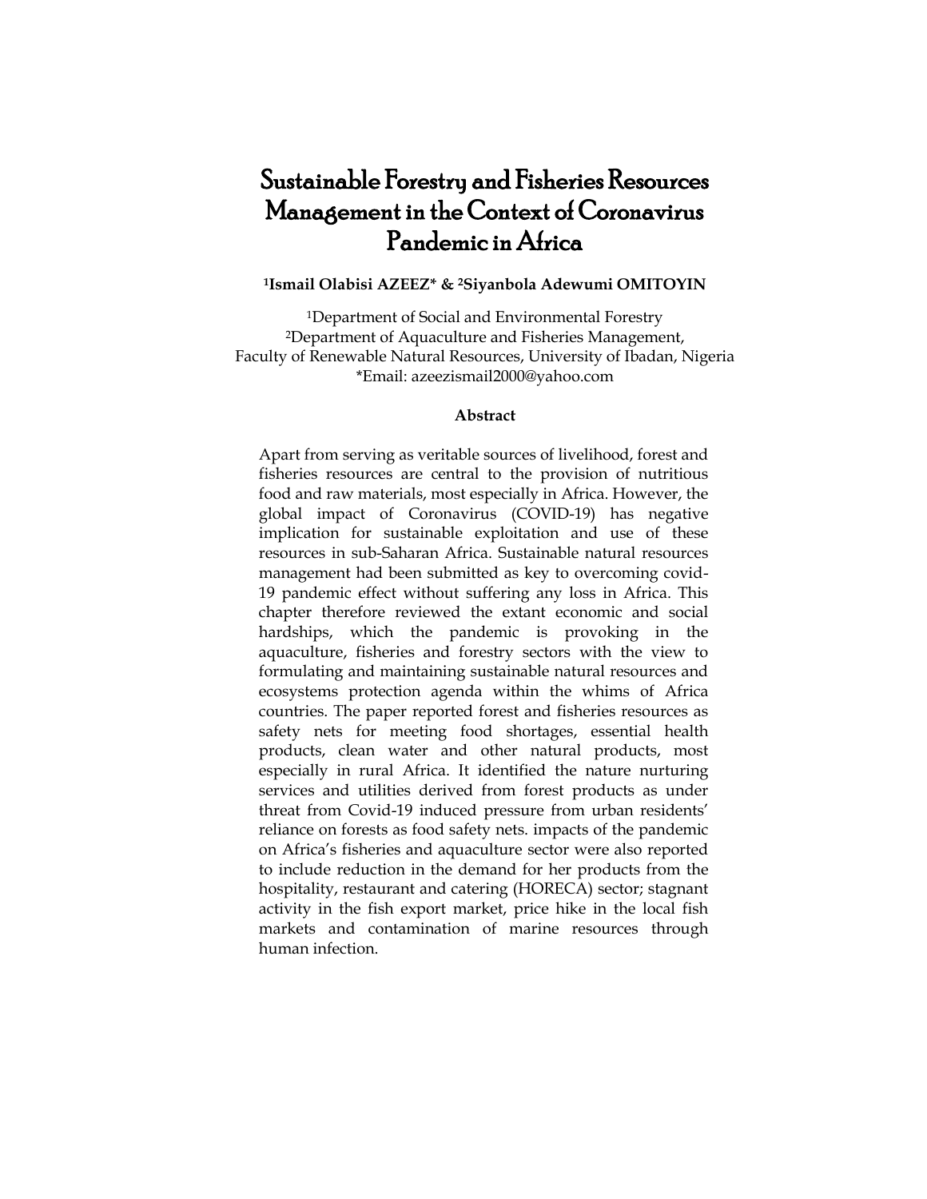# Sustainable Forestry and Fisheries Resources Management in the Context of Coronavirus Pandemic in Africa

**[1]Ismail Olabisi AZEEZ* & [2]Siyanbola Adewumi OMITOYIN**

[1]Department of Social and Environmental Forestry
[2]Department of Aquaculture and Fisheries Management,
Faculty of Renewable Natural Resources, University of Ibadan, Nigeria
*Email: azeezismail2000@yahoo.com

## Abstract

Apart from serving as veritable sources of livelihood, forest and fisheries resources are central to the provision of nutritious food and raw materials, most especially in Africa. However, the global impact of Coronavirus (COVID-19) has negative implication for sustainable exploitation and use of these resources in sub-Saharan Africa. Sustainable natural resources management had been submitted as key to overcoming covid-19 pandemic effect without suffering any loss in Africa. This chapter therefore reviewed the extant economic and social hardships, which the pandemic is provoking in the aquaculture, fisheries and forestry sectors with the view to formulating and maintaining sustainable natural resources and ecosystems protection agenda within the whims of Africa countries. The paper reported forest and fisheries resources as safety nets for meeting food shortages, essential health products, clean water and other natural products, most especially in rural Africa. It identified the nature nurturing services and utilities derived from forest products as under threat from Covid-19 induced pressure from urban residents' reliance on forests as food safety nets. impacts of the pandemic on Africa's fisheries and aquaculture sector were also reported to include reduction in the demand for her products from the hospitality, restaurant and catering (HORECA) sector; stagnant activity in the fish export market, price hike in the local fish markets and contamination of marine resources through human infection.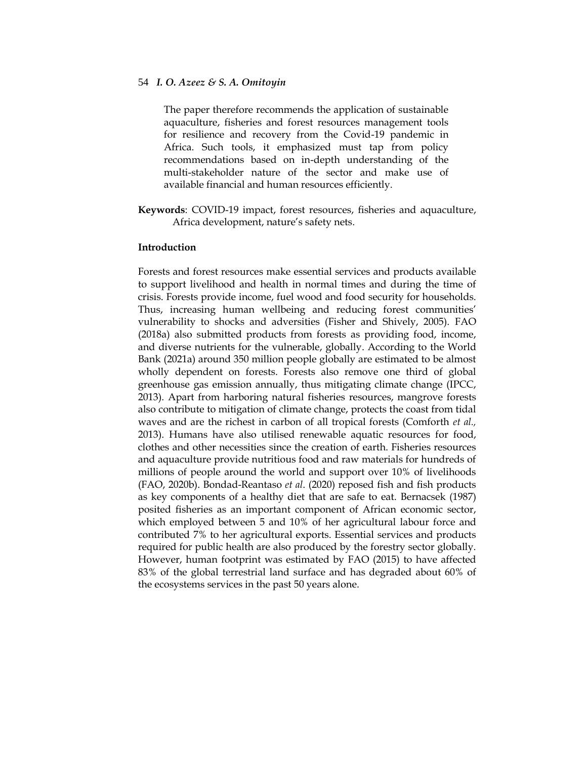The paper therefore recommends the application of sustainable aquaculture, fisheries and forest resources management tools for resilience and recovery from the Covid-19 pandemic in Africa. Such tools, it emphasized must tap from policy recommendations based on in-depth understanding of the multi-stakeholder nature of the sector and make use of available financial and human resources efficiently.

**Keywords**: COVID-19 impact, forest resources, fisheries and aquaculture, Africa development, nature's safety nets.

## Introduction

Forests and forest resources make essential services and products available to support livelihood and health in normal times and during the time of crisis. Forests provide income, fuel wood and food security for households. Thus, increasing human wellbeing and reducing forest communities' vulnerability to shocks and adversities (Fisher and Shively, 2005). FAO (2018a) also submitted products from forests as providing food, income, and diverse nutrients for the vulnerable, globally. According to the World Bank (2021a) around 350 million people globally are estimated to be almost wholly dependent on forests. Forests also remove one third of global greenhouse gas emission annually, thus mitigating climate change (IPCC, 2013). Apart from harboring natural fisheries resources, mangrove forests also contribute to mitigation of climate change, protects the coast from tidal waves and are the richest in carbon of all tropical forests (Comforth *et al.*, 2013). Humans have also utilised renewable aquatic resources for food, clothes and other necessities since the creation of earth. Fisheries resources and aquaculture provide nutritious food and raw materials for hundreds of millions of people around the world and support over 10% of livelihoods (FAO, 2020b). Bondad-Reantaso *et al*. (2020) reposed fish and fish products as key components of a healthy diet that are safe to eat. Bernacsek (1987) posited fisheries as an important component of African economic sector, which employed between 5 and 10% of her agricultural labour force and contributed 7% to her agricultural exports. Essential services and products required for public health are also produced by the forestry sector globally. However, human footprint was estimated by FAO (2015) to have affected 83% of the global terrestrial land surface and has degraded about 60% of the ecosystems services in the past 50 years alone.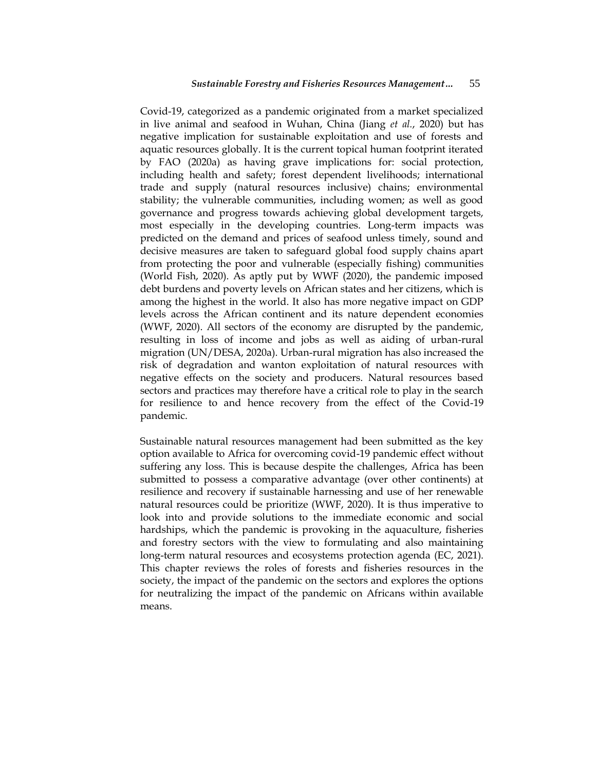Covid-19, categorized as a pandemic originated from a market specialized in live animal and seafood in Wuhan, China (Jiang *et al.*, 2020) but has negative implication for sustainable exploitation and use of forests and aquatic resources globally. It is the current topical human footprint iterated by FAO (2020a) as having grave implications for: social protection, including health and safety; forest dependent livelihoods; international trade and supply (natural resources inclusive) chains; environmental stability; the vulnerable communities, including women; as well as good governance and progress towards achieving global development targets, most especially in the developing countries. Long-term impacts was predicted on the demand and prices of seafood unless timely, sound and decisive measures are taken to safeguard global food supply chains apart from protecting the poor and vulnerable (especially fishing) communities (World Fish, 2020). As aptly put by WWF (2020), the pandemic imposed debt burdens and poverty levels on African states and her citizens, which is among the highest in the world. It also has more negative impact on GDP levels across the African continent and its nature dependent economies (WWF, 2020). All sectors of the economy are disrupted by the pandemic, resulting in loss of income and jobs as well as aiding of urban-rural migration (UN/DESA, 2020a). Urban-rural migration has also increased the risk of degradation and wanton exploitation of natural resources with negative effects on the society and producers. Natural resources based sectors and practices may therefore have a critical role to play in the search for resilience to and hence recovery from the effect of the Covid-19 pandemic.

Sustainable natural resources management had been submitted as the key option available to Africa for overcoming covid-19 pandemic effect without suffering any loss. This is because despite the challenges, Africa has been submitted to possess a comparative advantage (over other continents) at resilience and recovery if sustainable harnessing and use of her renewable natural resources could be prioritize (WWF, 2020). It is thus imperative to look into and provide solutions to the immediate economic and social hardships, which the pandemic is provoking in the aquaculture, fisheries and forestry sectors with the view to formulating and also maintaining long-term natural resources and ecosystems protection agenda (EC, 2021). This chapter reviews the roles of forests and fisheries resources in the society, the impact of the pandemic on the sectors and explores the options for neutralizing the impact of the pandemic on Africans within available means.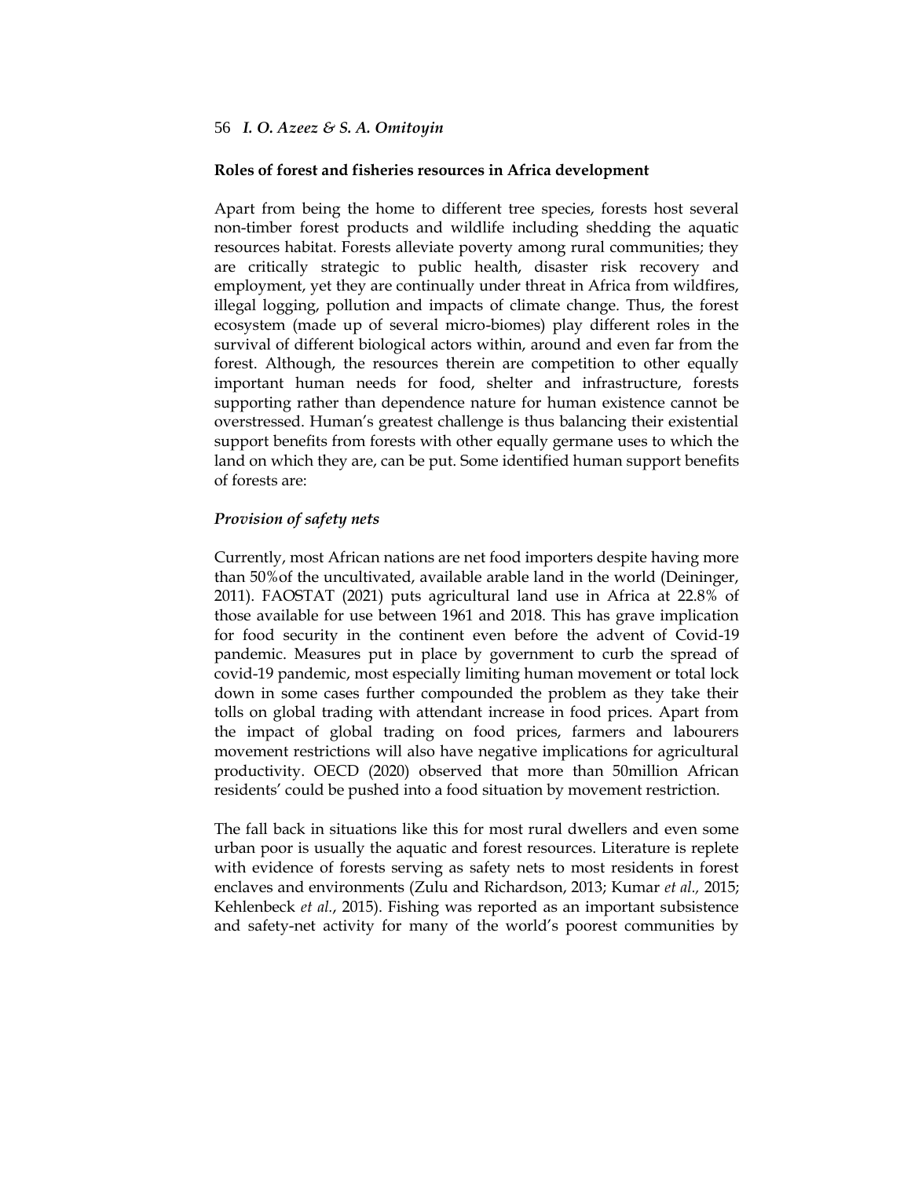## Roles of forest and fisheries resources in Africa development

Apart from being the home to different tree species, forests host several non-timber forest products and wildlife including shedding the aquatic resources habitat. Forests alleviate poverty among rural communities; they are critically strategic to public health, disaster risk recovery and employment, yet they are continually under threat in Africa from wildfires, illegal logging, pollution and impacts of climate change. Thus, the forest ecosystem (made up of several micro-biomes) play different roles in the survival of different biological actors within, around and even far from the forest. Although, the resources therein are competition to other equally important human needs for food, shelter and infrastructure, forests supporting rather than dependence nature for human existence cannot be overstressed. Human's greatest challenge is thus balancing their existential support benefits from forests with other equally germane uses to which the land on which they are, can be put. Some identified human support benefits of forests are:

### *Provision of safety nets*

Currently, most African nations are net food importers despite having more than 50%of the uncultivated, available arable land in the world (Deininger, 2011). FAOSTAT (2021) puts agricultural land use in Africa at 22.8% of those available for use between 1961 and 2018. This has grave implication for food security in the continent even before the advent of Covid-19 pandemic. Measures put in place by government to curb the spread of covid-19 pandemic, most especially limiting human movement or total lock down in some cases further compounded the problem as they take their tolls on global trading with attendant increase in food prices. Apart from the impact of global trading on food prices, farmers and labourers movement restrictions will also have negative implications for agricultural productivity. OECD (2020) observed that more than 50million African residents' could be pushed into a food situation by movement restriction.

The fall back in situations like this for most rural dwellers and even some urban poor is usually the aquatic and forest resources. Literature is replete with evidence of forests serving as safety nets to most residents in forest enclaves and environments (Zulu and Richardson, 2013; Kumar *et al.,* 2015; Kehlenbeck *et al.*, 2015). Fishing was reported as an important subsistence and safety-net activity for many of the world's poorest communities by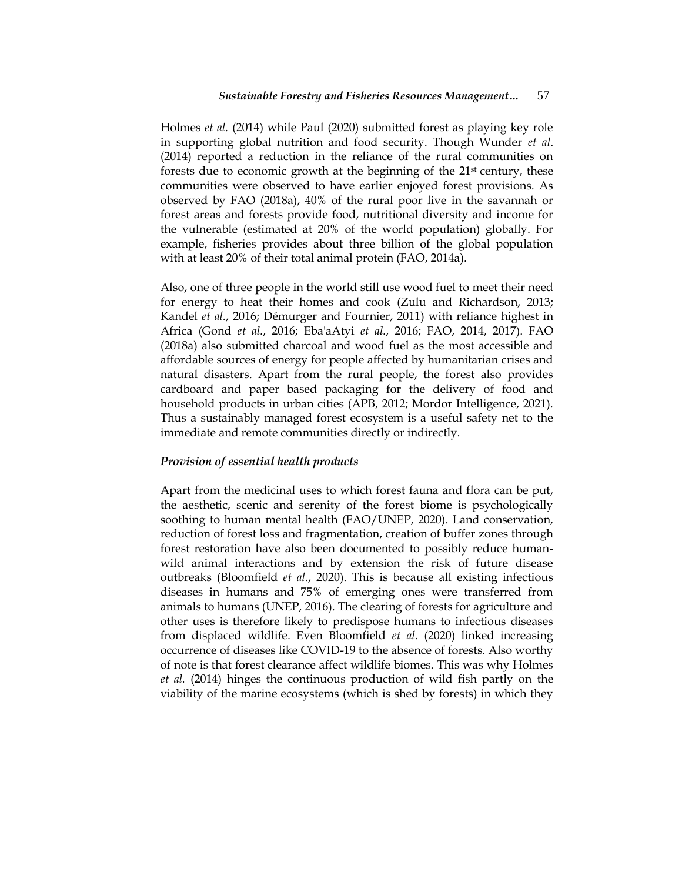Holmes *et al.* (2014) while Paul (2020) submitted forest as playing key role in supporting global nutrition and food security. Though Wunder *et al.* (2014) reported a reduction in the reliance of the rural communities on forests due to economic growth at the beginning of the 21st century, these communities were observed to have earlier enjoyed forest provisions. As observed by FAO (2018a), 40% of the rural poor live in the savannah or forest areas and forests provide food, nutritional diversity and income for the vulnerable (estimated at 20% of the world population) globally. For example, fisheries provides about three billion of the global population with at least 20% of their total animal protein (FAO, 2014a).

Also, one of three people in the world still use wood fuel to meet their need for energy to heat their homes and cook (Zulu and Richardson, 2013; Kandel *et al.*, 2016; Démurger and Fournier, 2011) with reliance highest in Africa (Gond *et al.*, 2016; Eba'aAtyi *et al.*, 2016; FAO, 2014, 2017). FAO (2018a) also submitted charcoal and wood fuel as the most accessible and affordable sources of energy for people affected by humanitarian crises and natural disasters. Apart from the rural people, the forest also provides cardboard and paper based packaging for the delivery of food and household products in urban cities (APB, 2012; Mordor Intelligence, 2021). Thus a sustainably managed forest ecosystem is a useful safety net to the immediate and remote communities directly or indirectly.

### *Provision of essential health products*

Apart from the medicinal uses to which forest fauna and flora can be put, the aesthetic, scenic and serenity of the forest biome is psychologically soothing to human mental health (FAO/UNEP, 2020). Land conservation, reduction of forest loss and fragmentation, creation of buffer zones through forest restoration have also been documented to possibly reduce human-wild animal interactions and by extension the risk of future disease outbreaks (Bloomfield *et al.*, 2020). This is because all existing infectious diseases in humans and 75% of emerging ones were transferred from animals to humans (UNEP, 2016). The clearing of forests for agriculture and other uses is therefore likely to predispose humans to infectious diseases from displaced wildlife. Even Bloomfield *et al.* (2020) linked increasing occurrence of diseases like COVID-19 to the absence of forests. Also worthy of note is that forest clearance affect wildlife biomes. This was why Holmes *et al.* (2014) hinges the continuous production of wild fish partly on the viability of the marine ecosystems (which is shed by forests) in which they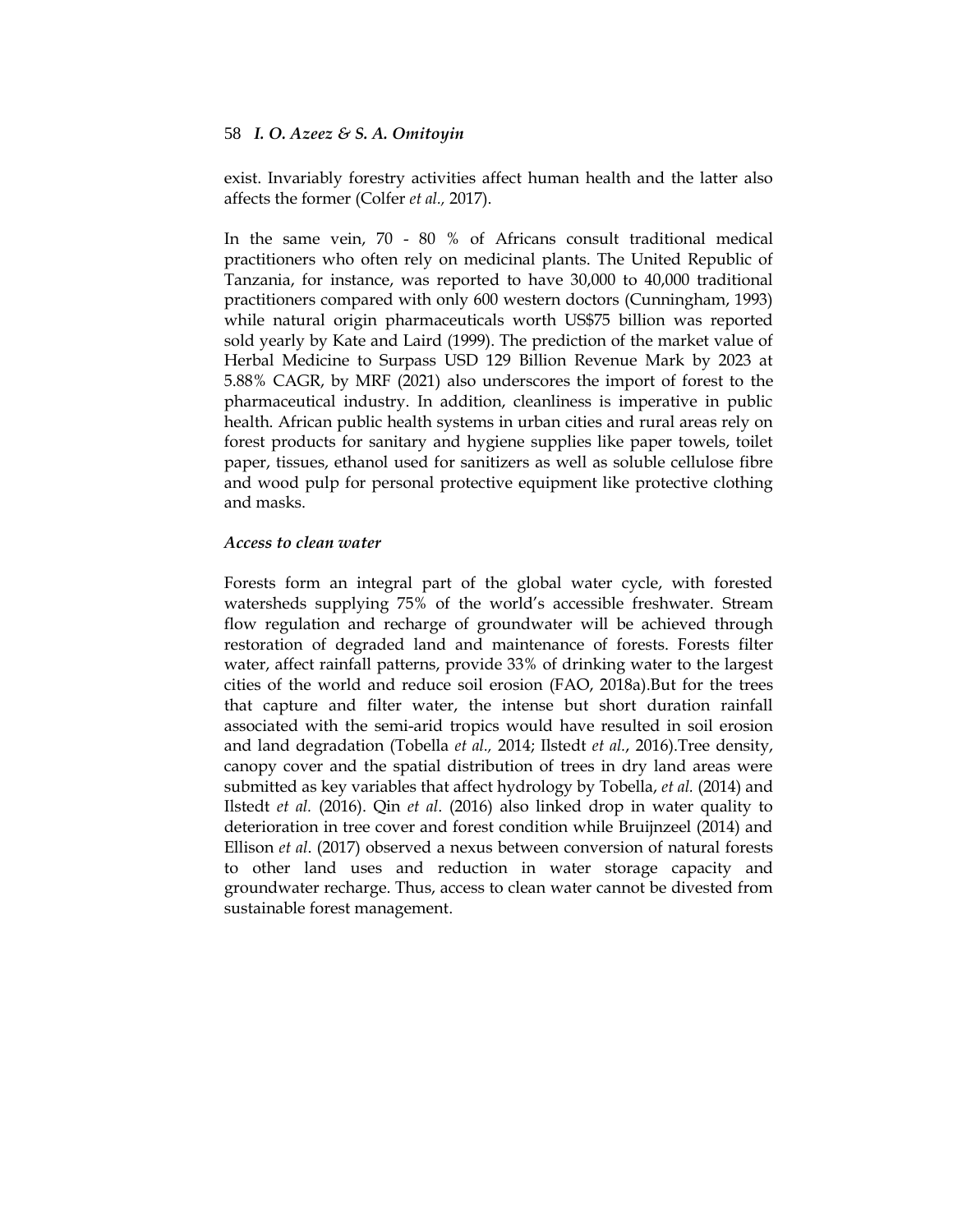exist. Invariably forestry activities affect human health and the latter also affects the former (Colfer *et al.,* 2017).

In the same vein, 70 - 80 % of Africans consult traditional medical practitioners who often rely on medicinal plants. The United Republic of Tanzania, for instance, was reported to have 30,000 to 40,000 traditional practitioners compared with only 600 western doctors (Cunningham, 1993) while natural origin pharmaceuticals worth US$75 billion was reported sold yearly by Kate and Laird (1999). The prediction of the market value of Herbal Medicine to Surpass USD 129 Billion Revenue Mark by 2023 at 5.88% CAGR, by MRF (2021) also underscores the import of forest to the pharmaceutical industry. In addition, cleanliness is imperative in public health. African public health systems in urban cities and rural areas rely on forest products for sanitary and hygiene supplies like paper towels, toilet paper, tissues, ethanol used for sanitizers as well as soluble cellulose fibre and wood pulp for personal protective equipment like protective clothing and masks.

### *Access to clean water*

Forests form an integral part of the global water cycle, with forested watersheds supplying 75% of the world's accessible freshwater. Stream flow regulation and recharge of groundwater will be achieved through restoration of degraded land and maintenance of forests. Forests filter water, affect rainfall patterns, provide 33% of drinking water to the largest cities of the world and reduce soil erosion (FAO, 2018a).But for the trees that capture and filter water, the intense but short duration rainfall associated with the semi-arid tropics would have resulted in soil erosion and land degradation (Tobella *et al.,* 2014; Ilstedt *et al.*, 2016).Tree density, canopy cover and the spatial distribution of trees in dry land areas were submitted as key variables that affect hydrology by Tobella, *et al.* (2014) and Ilstedt *et al.* (2016). Qin *et al*. (2016) also linked drop in water quality to deterioration in tree cover and forest condition while Bruijnzeel (2014) and Ellison *et al*. (2017) observed a nexus between conversion of natural forests to other land uses and reduction in water storage capacity and groundwater recharge. Thus, access to clean water cannot be divested from sustainable forest management.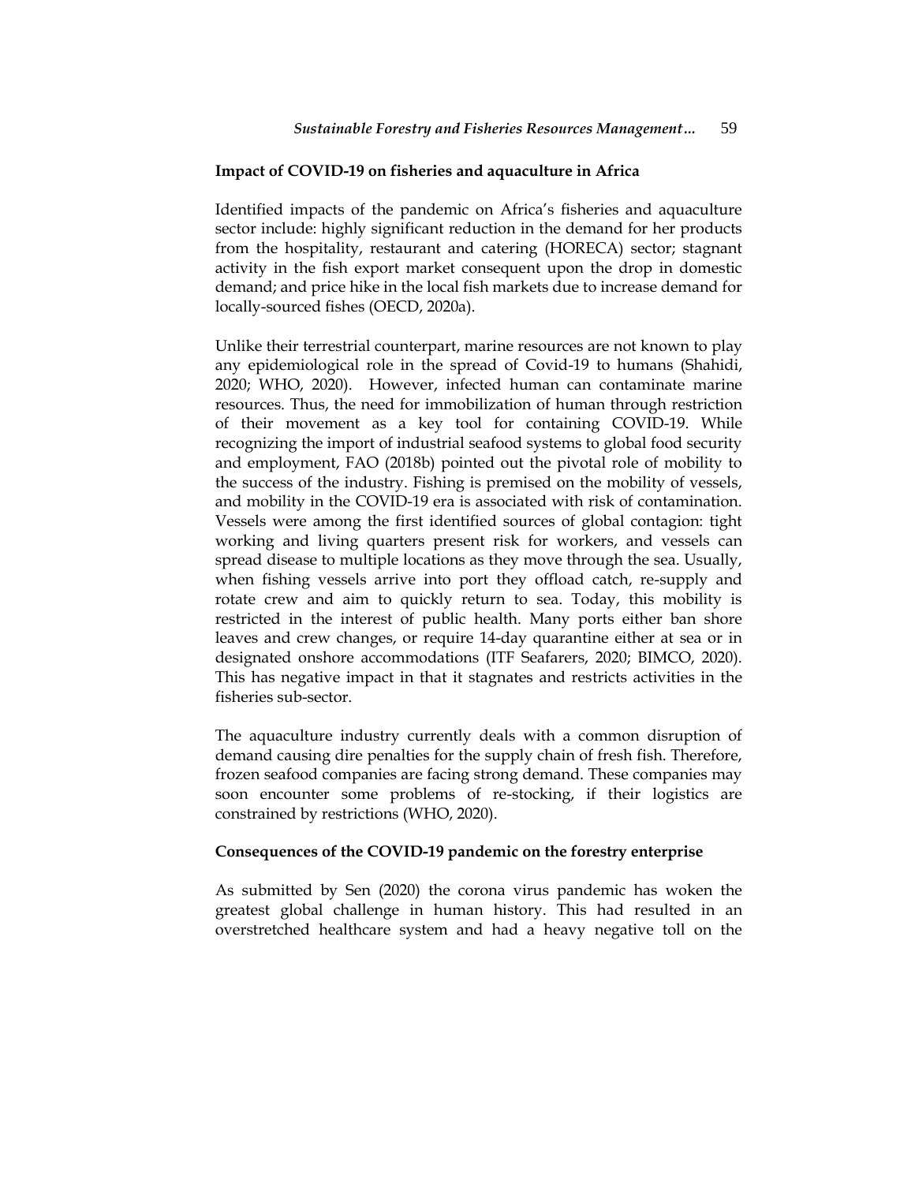## Impact of COVID-19 on fisheries and aquaculture in Africa

Identified impacts of the pandemic on Africa's fisheries and aquaculture sector include: highly significant reduction in the demand for her products from the hospitality, restaurant and catering (HORECA) sector; stagnant activity in the fish export market consequent upon the drop in domestic demand; and price hike in the local fish markets due to increase demand for locally-sourced fishes (OECD, 2020a).

Unlike their terrestrial counterpart, marine resources are not known to play any epidemiological role in the spread of Covid-19 to humans (Shahidi, 2020; WHO, 2020). However, infected human can contaminate marine resources. Thus, the need for immobilization of human through restriction of their movement as a key tool for containing COVID-19. While recognizing the import of industrial seafood systems to global food security and employment, FAO (2018b) pointed out the pivotal role of mobility to the success of the industry. Fishing is premised on the mobility of vessels, and mobility in the COVID-19 era is associated with risk of contamination. Vessels were among the first identified sources of global contagion: tight working and living quarters present risk for workers, and vessels can spread disease to multiple locations as they move through the sea. Usually, when fishing vessels arrive into port they offload catch, re-supply and rotate crew and aim to quickly return to sea. Today, this mobility is restricted in the interest of public health. Many ports either ban shore leaves and crew changes, or require 14-day quarantine either at sea or in designated onshore accommodations (ITF Seafarers, 2020; BIMCO, 2020). This has negative impact in that it stagnates and restricts activities in the fisheries sub-sector.

The aquaculture industry currently deals with a common disruption of demand causing dire penalties for the supply chain of fresh fish. Therefore, frozen seafood companies are facing strong demand. These companies may soon encounter some problems of re-stocking, if their logistics are constrained by restrictions (WHO, 2020).

## Consequences of the COVID-19 pandemic on the forestry enterprise

As submitted by Sen (2020) the corona virus pandemic has woken the greatest global challenge in human history. This had resulted in an overstretched healthcare system and had a heavy negative toll on the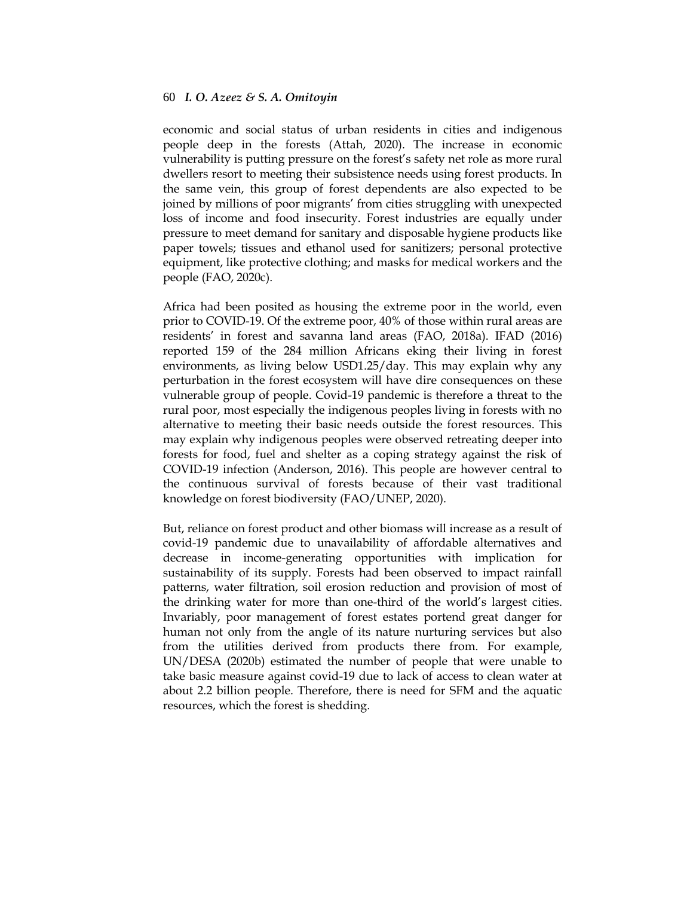economic and social status of urban residents in cities and indigenous people deep in the forests (Attah, 2020). The increase in economic vulnerability is putting pressure on the forest's safety net role as more rural dwellers resort to meeting their subsistence needs using forest products. In the same vein, this group of forest dependents are also expected to be joined by millions of poor migrants' from cities struggling with unexpected loss of income and food insecurity. Forest industries are equally under pressure to meet demand for sanitary and disposable hygiene products like paper towels; tissues and ethanol used for sanitizers; personal protective equipment, like protective clothing; and masks for medical workers and the people (FAO, 2020c).

Africa had been posited as housing the extreme poor in the world, even prior to COVID-19. Of the extreme poor, 40% of those within rural areas are residents' in forest and savanna land areas (FAO, 2018a). IFAD (2016) reported 159 of the 284 million Africans eking their living in forest environments, as living below USD1.25/day. This may explain why any perturbation in the forest ecosystem will have dire consequences on these vulnerable group of people. Covid-19 pandemic is therefore a threat to the rural poor, most especially the indigenous peoples living in forests with no alternative to meeting their basic needs outside the forest resources. This may explain why indigenous peoples were observed retreating deeper into forests for food, fuel and shelter as a coping strategy against the risk of COVID-19 infection (Anderson, 2016). This people are however central to the continuous survival of forests because of their vast traditional knowledge on forest biodiversity (FAO/UNEP, 2020).

But, reliance on forest product and other biomass will increase as a result of covid-19 pandemic due to unavailability of affordable alternatives and decrease in income-generating opportunities with implication for sustainability of its supply. Forests had been observed to impact rainfall patterns, water filtration, soil erosion reduction and provision of most of the drinking water for more than one-third of the world's largest cities. Invariably, poor management of forest estates portend great danger for human not only from the angle of its nature nurturing services but also from the utilities derived from products there from. For example, UN/DESA (2020b) estimated the number of people that were unable to take basic measure against covid-19 due to lack of access to clean water at about 2.2 billion people. Therefore, there is need for SFM and the aquatic resources, which the forest is shedding.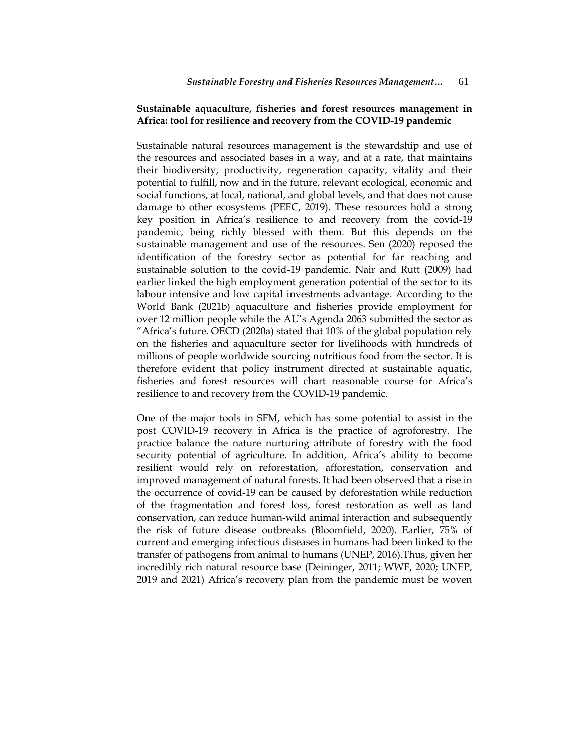**Sustainable aquaculture, fisheries and forest resources management in Africa: tool for resilience and recovery from the COVID-19 pandemic**

Sustainable natural resources management is the stewardship and use of the resources and associated bases in a way, and at a rate, that maintains their biodiversity, productivity, regeneration capacity, vitality and their potential to fulfill, now and in the future, relevant ecological, economic and social functions, at local, national, and global levels, and that does not cause damage to other ecosystems (PEFC, 2019). These resources hold a strong key position in Africa's resilience to and recovery from the covid-19 pandemic, being richly blessed with them. But this depends on the sustainable management and use of the resources. Sen (2020) reposed the identification of the forestry sector as potential for far reaching and sustainable solution to the covid-19 pandemic. Nair and Rutt (2009) had earlier linked the high employment generation potential of the sector to its labour intensive and low capital investments advantage. According to the World Bank (2021b) aquaculture and fisheries provide employment for over 12 million people while the AU's Agenda 2063 submitted the sector as "Africa's future. OECD (2020a) stated that 10% of the global population rely on the fisheries and aquaculture sector for livelihoods with hundreds of millions of people worldwide sourcing nutritious food from the sector. It is therefore evident that policy instrument directed at sustainable aquatic, fisheries and forest resources will chart reasonable course for Africa's resilience to and recovery from the COVID-19 pandemic.

One of the major tools in SFM, which has some potential to assist in the post COVID-19 recovery in Africa is the practice of agroforestry. The practice balance the nature nurturing attribute of forestry with the food security potential of agriculture. In addition, Africa's ability to become resilient would rely on reforestation, afforestation, conservation and improved management of natural forests. It had been observed that a rise in the occurrence of covid-19 can be caused by deforestation while reduction of the fragmentation and forest loss, forest restoration as well as land conservation, can reduce human-wild animal interaction and subsequently the risk of future disease outbreaks (Bloomfield, 2020). Earlier, 75% of current and emerging infectious diseases in humans had been linked to the transfer of pathogens from animal to humans (UNEP, 2016).Thus, given her incredibly rich natural resource base (Deininger, 2011; WWF, 2020; UNEP, 2019 and 2021) Africa's recovery plan from the pandemic must be woven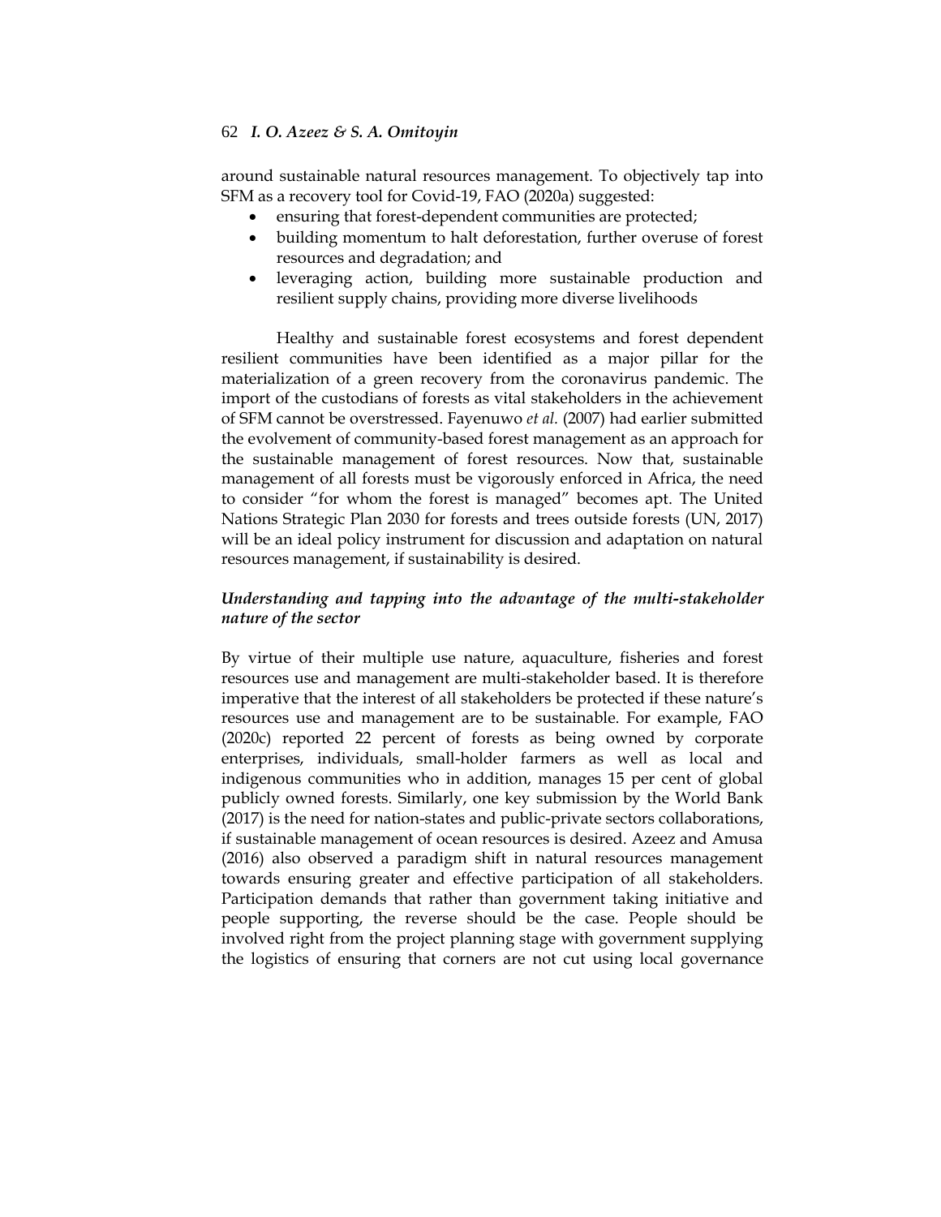around sustainable natural resources management. To objectively tap into SFM as a recovery tool for Covid-19, FAO (2020a) suggested:

- ensuring that forest-dependent communities are protected;
- building momentum to halt deforestation, further overuse of forest resources and degradation; and
- leveraging action, building more sustainable production and resilient supply chains, providing more diverse livelihoods

Healthy and sustainable forest ecosystems and forest dependent resilient communities have been identified as a major pillar for the materialization of a green recovery from the coronavirus pandemic. The import of the custodians of forests as vital stakeholders in the achievement of SFM cannot be overstressed. Fayenuwo *et al.* (2007) had earlier submitted the evolvement of community-based forest management as an approach for the sustainable management of forest resources. Now that, sustainable management of all forests must be vigorously enforced in Africa, the need to consider "for whom the forest is managed" becomes apt. The United Nations Strategic Plan 2030 for forests and trees outside forests (UN, 2017) will be an ideal policy instrument for discussion and adaptation on natural resources management, if sustainability is desired.

### *Understanding and tapping into the advantage of the multi-stakeholder nature of the sector*

By virtue of their multiple use nature, aquaculture, fisheries and forest resources use and management are multi-stakeholder based. It is therefore imperative that the interest of all stakeholders be protected if these nature's resources use and management are to be sustainable. For example, FAO (2020c) reported 22 percent of forests as being owned by corporate enterprises, individuals, small-holder farmers as well as local and indigenous communities who in addition, manages 15 per cent of global publicly owned forests. Similarly, one key submission by the World Bank (2017) is the need for nation-states and public-private sectors collaborations, if sustainable management of ocean resources is desired. Azeez and Amusa (2016) also observed a paradigm shift in natural resources management towards ensuring greater and effective participation of all stakeholders. Participation demands that rather than government taking initiative and people supporting, the reverse should be the case. People should be involved right from the project planning stage with government supplying the logistics of ensuring that corners are not cut using local governance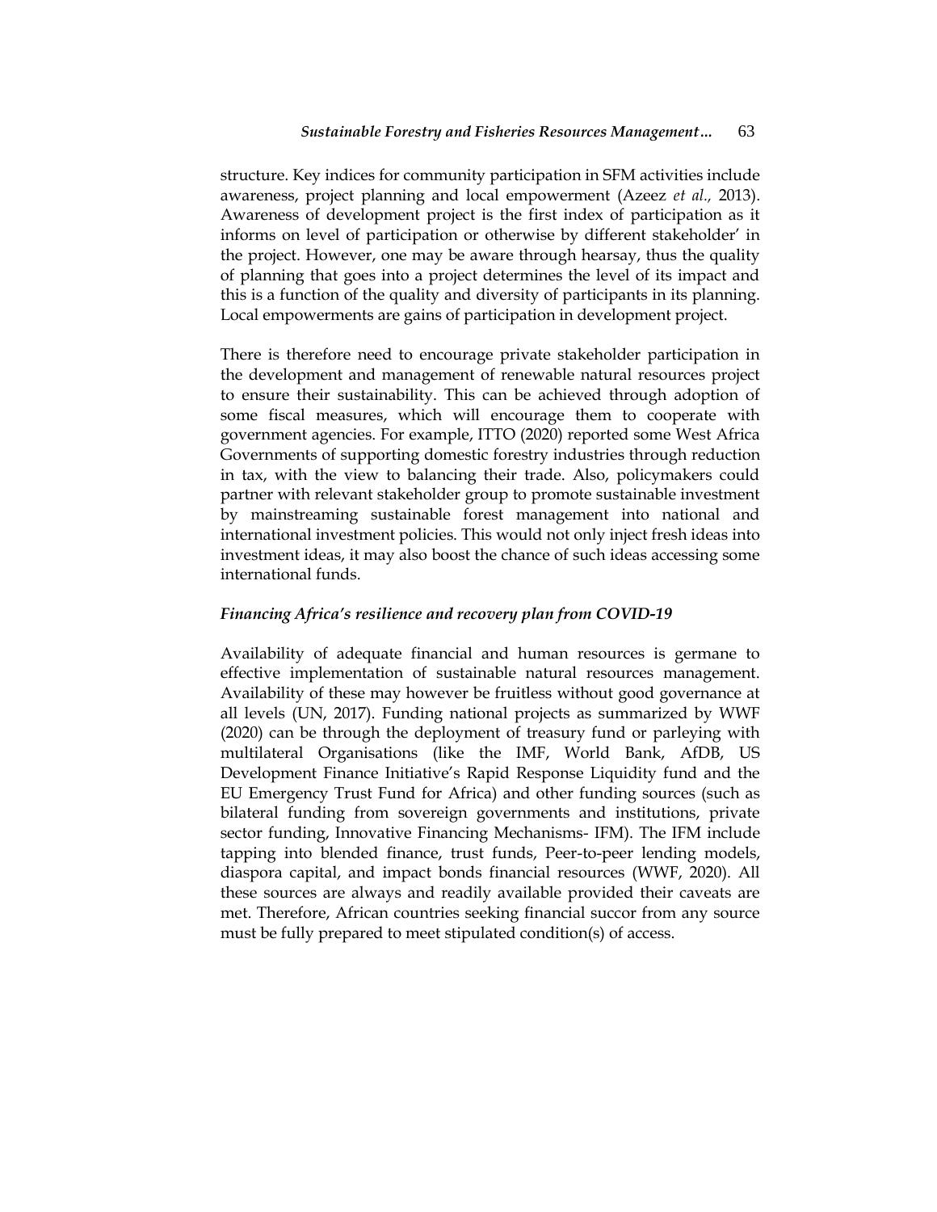structure. Key indices for community participation in SFM activities include awareness, project planning and local empowerment (Azeez *et al.,* 2013). Awareness of development project is the first index of participation as it informs on level of participation or otherwise by different stakeholder' in the project. However, one may be aware through hearsay, thus the quality of planning that goes into a project determines the level of its impact and this is a function of the quality and diversity of participants in its planning. Local empowerments are gains of participation in development project.

There is therefore need to encourage private stakeholder participation in the development and management of renewable natural resources project to ensure their sustainability. This can be achieved through adoption of some fiscal measures, which will encourage them to cooperate with government agencies. For example, ITTO (2020) reported some West Africa Governments of supporting domestic forestry industries through reduction in tax, with the view to balancing their trade. Also, policymakers could partner with relevant stakeholder group to promote sustainable investment by mainstreaming sustainable forest management into national and international investment policies. This would not only inject fresh ideas into investment ideas, it may also boost the chance of such ideas accessing some international funds.

### *Financing Africa's resilience and recovery plan from COVID-19*

Availability of adequate financial and human resources is germane to effective implementation of sustainable natural resources management. Availability of these may however be fruitless without good governance at all levels (UN, 2017). Funding national projects as summarized by WWF (2020) can be through the deployment of treasury fund or parleying with multilateral Organisations (like the IMF, World Bank, AfDB, US Development Finance Initiative's Rapid Response Liquidity fund and the EU Emergency Trust Fund for Africa) and other funding sources (such as bilateral funding from sovereign governments and institutions, private sector funding, Innovative Financing Mechanisms- IFM). The IFM include tapping into blended finance, trust funds, Peer-to-peer lending models, diaspora capital, and impact bonds financial resources (WWF, 2020). All these sources are always and readily available provided their caveats are met. Therefore, African countries seeking financial succor from any source must be fully prepared to meet stipulated condition(s) of access.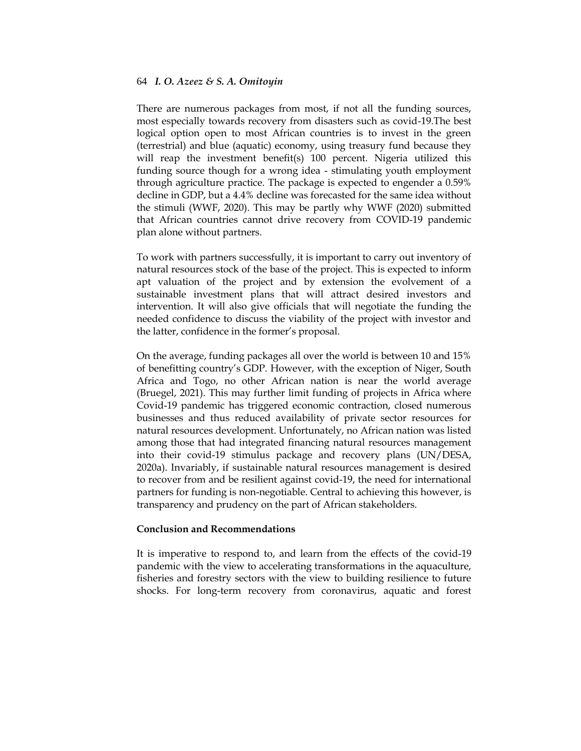There are numerous packages from most, if not all the funding sources, most especially towards recovery from disasters such as covid-19.The best logical option open to most African countries is to invest in the green (terrestrial) and blue (aquatic) economy, using treasury fund because they will reap the investment benefit(s) 100 percent. Nigeria utilized this funding source though for a wrong idea - stimulating youth employment through agriculture practice. The package is expected to engender a 0.59% decline in GDP, but a 4.4% decline was forecasted for the same idea without the stimuli (WWF, 2020). This may be partly why WWF (2020) submitted that African countries cannot drive recovery from COVID-19 pandemic plan alone without partners.

To work with partners successfully, it is important to carry out inventory of natural resources stock of the base of the project. This is expected to inform apt valuation of the project and by extension the evolvement of a sustainable investment plans that will attract desired investors and intervention. It will also give officials that will negotiate the funding the needed confidence to discuss the viability of the project with investor and the latter, confidence in the former's proposal.

On the average, funding packages all over the world is between 10 and 15% of benefitting country's GDP. However, with the exception of Niger, South Africa and Togo, no other African nation is near the world average (Bruegel, 2021). This may further limit funding of projects in Africa where Covid-19 pandemic has triggered economic contraction, closed numerous businesses and thus reduced availability of private sector resources for natural resources development. Unfortunately, no African nation was listed among those that had integrated financing natural resources management into their covid-19 stimulus package and recovery plans (UN/DESA, 2020a). Invariably, if sustainable natural resources management is desired to recover from and be resilient against covid-19, the need for international partners for funding is non-negotiable. Central to achieving this however, is transparency and prudency on the part of African stakeholders.

## Conclusion and Recommendations

It is imperative to respond to, and learn from the effects of the covid-19 pandemic with the view to accelerating transformations in the aquaculture, fisheries and forestry sectors with the view to building resilience to future shocks. For long-term recovery from coronavirus, aquatic and forest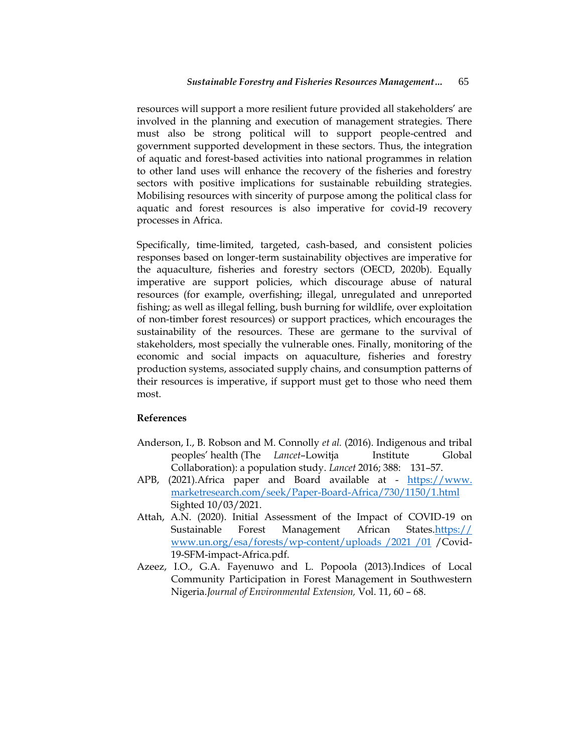resources will support a more resilient future provided all stakeholders' are involved in the planning and execution of management strategies. There must also be strong political will to support people-centred and government supported development in these sectors. Thus, the integration of aquatic and forest-based activities into national programmes in relation to other land uses will enhance the recovery of the fisheries and forestry sectors with positive implications for sustainable rebuilding strategies. Mobilising resources with sincerity of purpose among the political class for aquatic and forest resources is also imperative for covid-I9 recovery processes in Africa.

Specifically, time-limited, targeted, cash-based, and consistent policies responses based on longer-term sustainability objectives are imperative for the aquaculture, fisheries and forestry sectors (OECD, 2020b). Equally imperative are support policies, which discourage abuse of natural resources (for example, overfishing; illegal, unregulated and unreported fishing; as well as illegal felling, bush burning for wildlife, over exploitation of non-timber forest resources) or support practices, which encourages the sustainability of the resources. These are germane to the survival of stakeholders, most specially the vulnerable ones. Finally, monitoring of the economic and social impacts on aquaculture, fisheries and forestry production systems, associated supply chains, and consumption patterns of their resources is imperative, if support must get to those who need them most.

## References

Anderson, I., B. Robson and M. Connolly *et al.* (2016). Indigenous and tribal peoples' health (The *Lancet*–Lowitja Institute Global Collaboration): a population study. *Lancet* 2016; 388: 131–57.

APB, (2021).Africa paper and Board available at - https://www.marketresearch.com/seek/Paper-Board-Africa/730/1150/1.html Sighted 10/03/2021.

Attah, A.N. (2020). Initial Assessment of the Impact of COVID-19 on Sustainable Forest Management African States.https://www.un.org/esa/forests/wp-content/uploads /2021 /01 /Covid-19-SFM-impact-Africa.pdf.

Azeez, I.O., G.A. Fayenuwo and L. Popoola (2013).Indices of Local Community Participation in Forest Management in Southwestern Nigeria.*Journal of Environmental Extension,* Vol. 11, 60 – 68.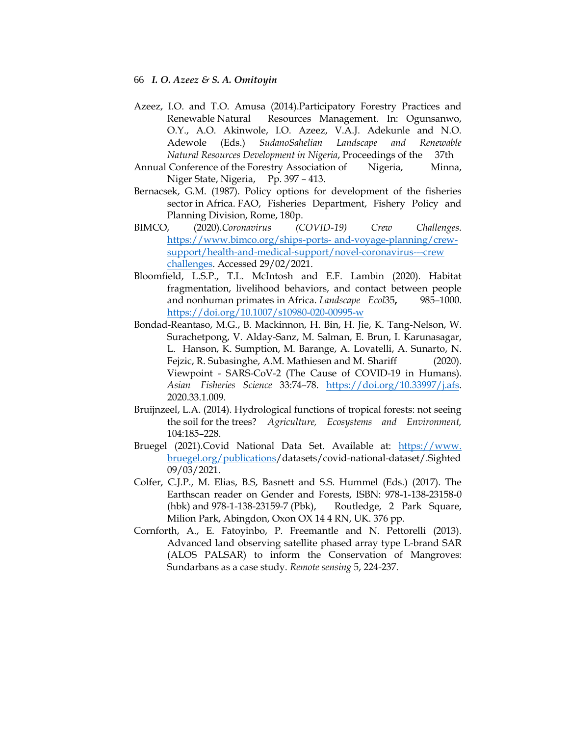Azeez, I.O. and T.O. Amusa (2014).Participatory Forestry Practices and Renewable Natural Resources Management. In: Ogunsanwo, O.Y., A.O. Akinwole, I.O. Azeez, V.A.J. Adekunle and N.O. Adewole (Eds.) *SudanoSahelian Landscape and Renewable Natural Resources Development in Nigeria*, Proceedings of the 37th Annual Conference of the Forestry Association of Nigeria, Minna, Niger State, Nigeria, Pp. 397 – 413.

Bernacsek, G.M. (1987). Policy options for development of the fisheries sector in Africa. FAO, Fisheries Department, Fishery Policy and Planning Division, Rome, 180p.

BIMCO, (2020).*Coronavirus (COVID-19) Crew Challenges*. https://www.bimco.org/ships-ports- and-voyage-planning/crew-support/health-and-medical-support/novel-coronavirus---crew challenges. Accessed 29/02/2021.

Bloomfield, L.S.P., T.L. McIntosh and E.F. Lambin (2020). Habitat fragmentation, livelihood behaviors, and contact between people and nonhuman primates in Africa. *Landscape Ecol*35**,** 985–1000. https://doi.org/10.1007/s10980-020-00995-w

Bondad-Reantaso, M.G., B. Mackinnon, H. Bin, H. Jie, K. Tang-Nelson, W. Surachetpong, V. Alday-Sanz, M. Salman, E. Brun, I. Karunasagar, L. Hanson, K. Sumption, M. Barange, A. Lovatelli, A. Sunarto, N. Fejzic, R. Subasinghe, A.M. Mathiesen and M. Shariff (2020). Viewpoint - SARS-CoV-2 (The Cause of COVID-19 in Humans). *Asian Fisheries Science* 33:74–78. https://doi.org/10.33997/j.afs. 2020.33.1.009.

Bruijnzeel, L.A. (2014). Hydrological functions of tropical forests: not seeing the soil for the trees? *Agriculture, Ecosystems and Environment,* 104:185–228.

Bruegel (2021).Covid National Data Set. Available at: https://www.bruegel.org/publications/datasets/covid-national-dataset/.Sighted 09/03/2021.

Colfer, C.J.P., M. Elias, B.S, Basnett and S.S. Hummel (Eds.) (2017). The Earthscan reader on Gender and Forests, ISBN: 978-1-138-23158-0 (hbk) and 978-1-138-23159-7 (Pbk), Routledge, 2 Park Square, Milion Park, Abingdon, Oxon OX 14 4 RN, UK. 376 pp.

Cornforth, A., E. Fatoyinbo, P. Freemantle and N. Pettorelli (2013). Advanced land observing satellite phased array type L-brand SAR (ALOS PALSAR) to inform the Conservation of Mangroves: Sundarbans as a case study. *Remote sensing* 5, 224-237.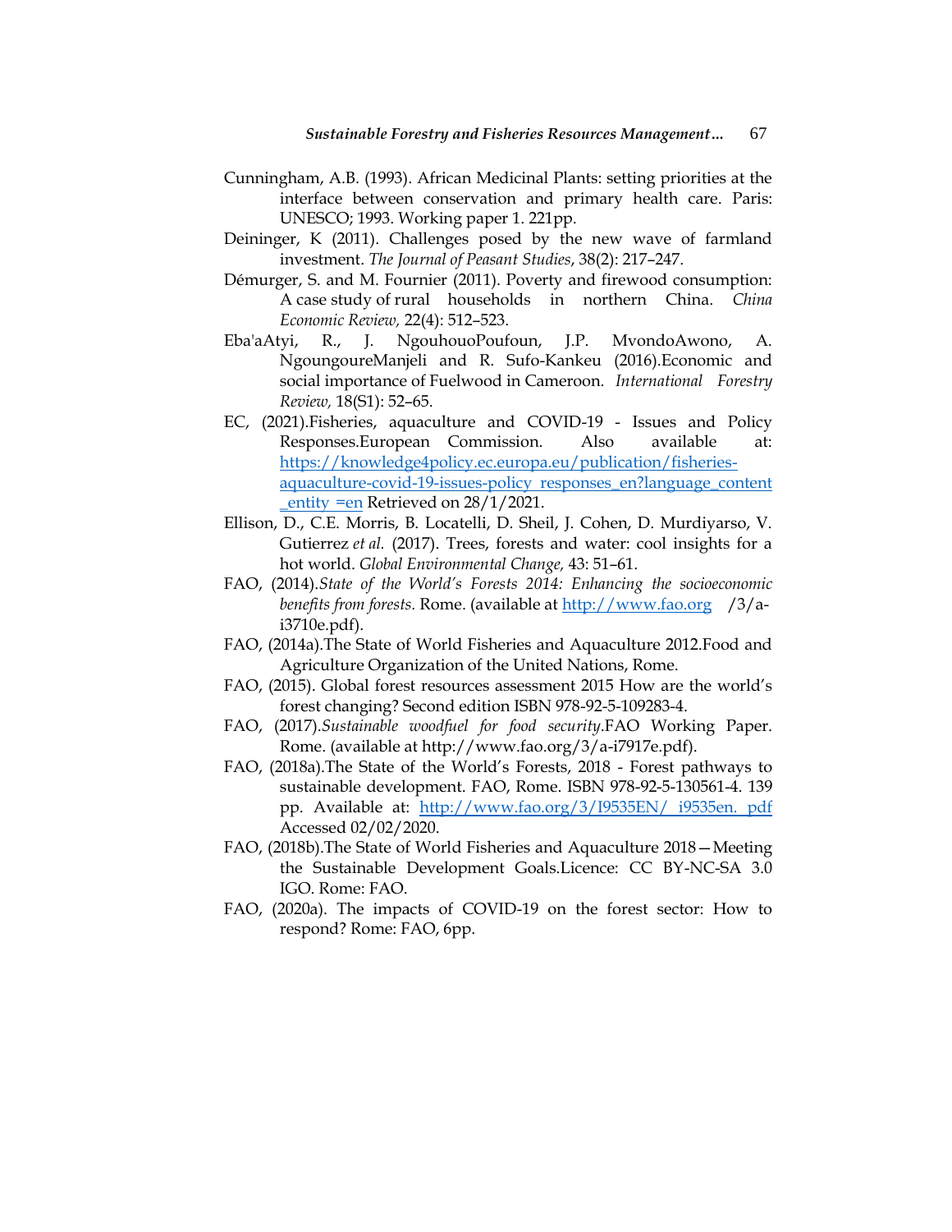Cunningham, A.B. (1993). African Medicinal Plants: setting priorities at the interface between conservation and primary health care. Paris: UNESCO; 1993. Working paper 1. 221pp.

Deininger, K (2011). Challenges posed by the new wave of farmland investment. *The Journal of Peasant Studies*, 38(2): 217–247.

Démurger, S. and M. Fournier (2011). Poverty and firewood consumption: A case study of rural households in northern China. *China Economic Review,* 22(4): 512–523.

Eba'aAtyi, R., J. NgouhouoPoufoun, J.P. MvondoAwono, A. NgoungoureManjeli and R. Sufo-Kankeu (2016).Economic and social importance of Fuelwood in Cameroon. *International Forestry Review,* 18(S1): 52–65.

EC, (2021).Fisheries, aquaculture and COVID-19 - Issues and Policy Responses.European Commission. Also available at: https://knowledge4policy.ec.europa.eu/publication/fisheries-aquaculture-covid-19-issues-policy_responses_en?language_content_entity =en Retrieved on 28/1/2021.

Ellison, D., C.E. Morris, B. Locatelli, D. Sheil, J. Cohen, D. Murdiyarso, V. Gutierrez *et al.* (2017). Trees, forests and water: cool insights for a hot world. *Global Environmental Change,* 43: 51–61.

FAO, (2014).*State of the World's Forests 2014: Enhancing the socioeconomic benefits from forests.* Rome. (available at http://www.fao.org /3/a-i3710e.pdf).

FAO, (2014a).The State of World Fisheries and Aquaculture 2012.Food and Agriculture Organization of the United Nations, Rome.

FAO, (2015). Global forest resources assessment 2015 How are the world's forest changing? Second edition ISBN 978-92-5-109283-4.

FAO, (2017).*Sustainable woodfuel for food security*.FAO Working Paper. Rome. (available at http://www.fao.org/3/a-i7917e.pdf).

FAO, (2018a).The State of the World's Forests, 2018 - Forest pathways to sustainable development. FAO, Rome. ISBN 978-92-5-130561-4. 139 pp. Available at: http://www.fao.org/3/I9535EN/ i9535en. pdf Accessed 02/02/2020.

FAO, (2018b).The State of World Fisheries and Aquaculture 2018—Meeting the Sustainable Development Goals.Licence: CC BY-NC-SA 3.0 IGO. Rome: FAO.

FAO, (2020a). The impacts of COVID-19 on the forest sector: How to respond? Rome: FAO, 6pp.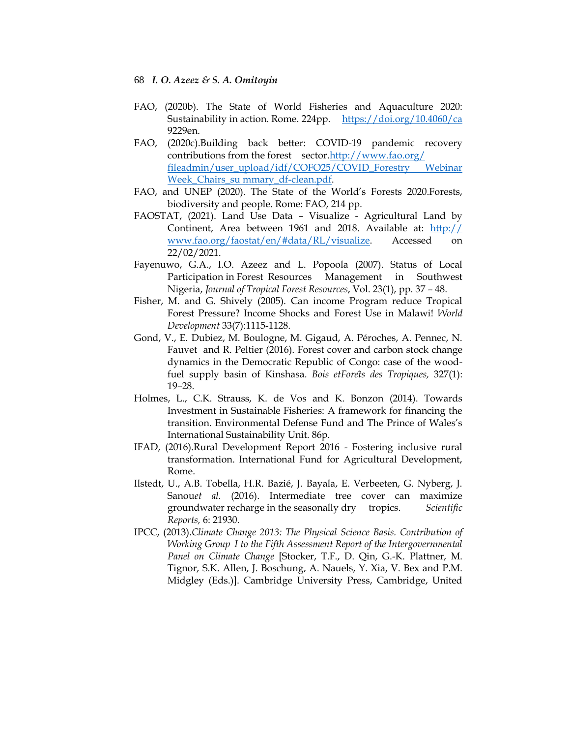FAO, (2020b). The State of World Fisheries and Aquaculture 2020: Sustainability in action. Rome. 224pp. https://doi.org/10.4060/ca9229en.

FAO, (2020c).Building back better: COVID-19 pandemic recovery contributions from the forest sector.http://www.fao.org/fileadmin/user_upload/idf/COFO25/COVID_Forestry Webinar Week_Chairs_su mmary_df-clean.pdf.

FAO, and UNEP (2020). The State of the World's Forests 2020.Forests, biodiversity and people. Rome: FAO, 214 pp.

FAOSTAT, (2021). Land Use Data – Visualize - Agricultural Land by Continent, Area between 1961 and 2018. Available at: http://www.fao.org/faostat/en/#data/RL/visualize. Accessed on 22/02/2021.

Fayenuwo, G.A., I.O. Azeez and L. Popoola (2007). Status of Local Participation in Forest Resources Management in Southwest Nigeria, *Journal of Tropical Forest Resources*, Vol. 23(1), pp. 37 – 48.

Fisher, M. and G. Shively (2005). Can income Program reduce Tropical Forest Pressure? Income Shocks and Forest Use in Malawi! *World Development* 33(7):1115-1128.

Gond, V., E. Dubiez, M. Boulogne, M. Gigaud, A. Péroches, A. Pennec, N. Fauvet and R. Peltier (2016). Forest cover and carbon stock change dynamics in the Democratic Republic of Congo: case of the wood-fuel supply basin of Kinshasa. *Bois etForets des Tropiques,* 327(1): 19–28.

Holmes, L., C.K. Strauss, K. de Vos and K. Bonzon (2014). Towards Investment in Sustainable Fisheries: A framework for financing the transition. Environmental Defense Fund and The Prince of Wales's International Sustainability Unit. 86p.

IFAD, (2016).Rural Development Report 2016 - Fostering inclusive rural transformation. International Fund for Agricultural Development, Rome.

Ilstedt, U., A.B. Tobella, H.R. Bazié, J. Bayala, E. Verbeeten, G. Nyberg, J. Sanou*et al.* (2016). Intermediate tree cover can maximize groundwater recharge in the seasonally dry tropics. *Scientific Reports,* 6: 21930.

IPCC, (2013).*Climate Change 2013: The Physical Science Basis. Contribution of Working Group I to the Fifth Assessment Report of the Intergovernmental Panel on Climate Change* [Stocker, T.F., D. Qin, G.-K. Plattner, M. Tignor, S.K. Allen, J. Boschung, A. Nauels, Y. Xia, V. Bex and P.M. Midgley (Eds.)]. Cambridge University Press, Cambridge, United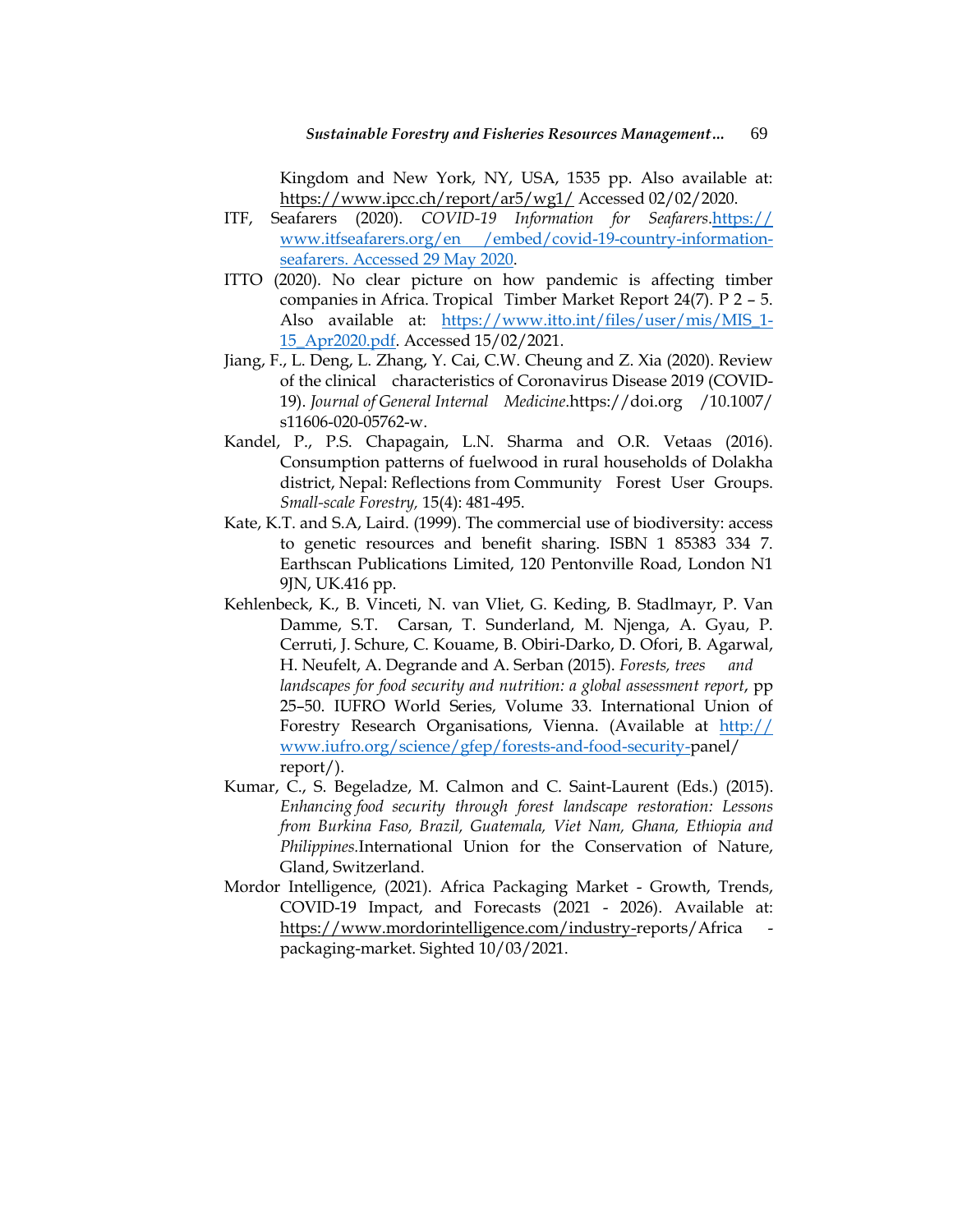Kingdom and New York, NY, USA, 1535 pp. Also available at: https://www.ipcc.ch/report/ar5/wg1/ Accessed 02/02/2020.

ITF, Seafarers (2020). *COVID-19 Information for Seafarers*.https://www.itfseafarers.org/en /embed/covid-19-country-information-seafarers. Accessed 29 May 2020.

ITTO (2020). No clear picture on how pandemic is affecting timber companies in Africa. Tropical Timber Market Report 24(7). P 2 – 5. Also available at: https://www.itto.int/files/user/mis/MIS_1-15_Apr2020.pdf. Accessed 15/02/2021.

Jiang, F., L. Deng, L. Zhang, Y. Cai, C.W. Cheung and Z. Xia (2020). Review of the clinical characteristics of Coronavirus Disease 2019 (COVID-19). *Journal of General Internal Medicine*.https://doi.org /10.1007/ s11606-020-05762-w.

Kandel, P., P.S. Chapagain, L.N. Sharma and O.R. Vetaas (2016). Consumption patterns of fuelwood in rural households of Dolakha district, Nepal: Reflections from Community Forest User Groups. *Small-scale Forestry,* 15(4): 481-495.

Kate, K.T. and S.A, Laird. (1999). The commercial use of biodiversity: access to genetic resources and benefit sharing. ISBN 1 85383 334 7. Earthscan Publications Limited, 120 Pentonville Road, London N1 9JN, UK.416 pp.

Kehlenbeck, K., B. Vinceti, N. van Vliet, G. Keding, B. Stadlmayr, P. Van Damme, S.T. Carsan, T. Sunderland, M. Njenga, A. Gyau, P. Cerruti, J. Schure, C. Kouame, B. Obiri-Darko, D. Ofori, B. Agarwal, H. Neufelt, A. Degrande and A. Serban (2015). *Forests, trees and landscapes for food security and nutrition: a global assessment report*, pp 25–50. IUFRO World Series, Volume 33. International Union of Forestry Research Organisations, Vienna. (Available at http://www.iufro.org/science/gfep/forests-and-food-security-panel/report/).

Kumar, C., S. Begeladze, M. Calmon and C. Saint-Laurent (Eds.) (2015). *Enhancing food security through forest landscape restoration: Lessons from Burkina Faso, Brazil, Guatemala, Viet Nam, Ghana, Ethiopia and Philippines.*International Union for the Conservation of Nature, Gland, Switzerland.

Mordor Intelligence, (2021). Africa Packaging Market - Growth, Trends, COVID-19 Impact, and Forecasts (2021 - 2026). Available at: https://www.mordorintelligence.com/industry-reports/Africa - packaging-market. Sighted 10/03/2021.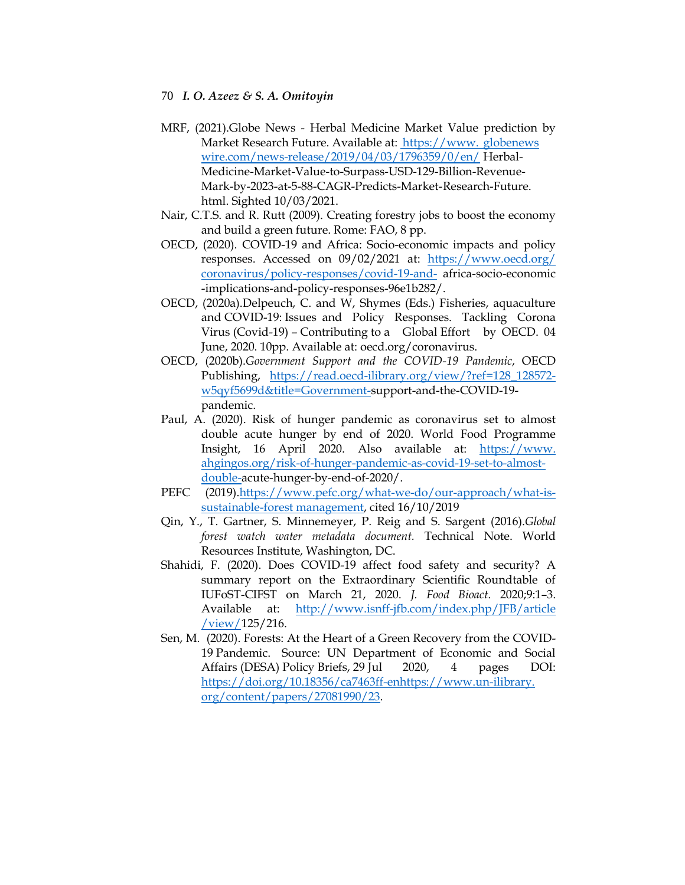MRF, (2021).Globe News - Herbal Medicine Market Value prediction by Market Research Future. Available at: https://www. globenews wire.com/news-release/2019/04/03/1796359/0/en/ Herbal-Medicine-Market-Value-to-Surpass-USD-129-Billion-Revenue-Mark-by-2023-at-5-88-CAGR-Predicts-Market-Research-Future. html. Sighted 10/03/2021.

Nair, C.T.S. and R. Rutt (2009). Creating forestry jobs to boost the economy and build a green future. Rome: FAO, 8 pp.

OECD, (2020). COVID-19 and Africa: Socio-economic impacts and policy responses. Accessed on 09/02/2021 at: https://www.oecd.org/ coronavirus/policy-responses/covid-19-and- africa-socio-economic -implications-and-policy-responses-96e1b282/.

OECD, (2020a).Delpeuch, C. and W, Shymes (Eds.) Fisheries, aquaculture and COVID-19: Issues and Policy Responses. Tackling Corona Virus (Covid-19) – Contributing to a Global Effort by OECD. 04 June, 2020. 10pp. Available at: oecd.org/coronavirus.

OECD, (2020b).*Government Support and the COVID-19 Pandemic*, OECD Publishing, https://read.oecd-ilibrary.org/view/?ref=128_128572-w5qyf5699d&title=Government-support-and-the-COVID-19-pandemic.

Paul, A. (2020). Risk of hunger pandemic as coronavirus set to almost double acute hunger by end of 2020. World Food Programme Insight, 16 April 2020. Also available at: https://www. ahgingos.org/risk-of-hunger-pandemic-as-covid-19-set-to-almost-double-acute-hunger-by-end-of-2020/.

PEFC (2019).https://www.pefc.org/what-we-do/our-approach/what-is-sustainable-forest management, cited 16/10/2019

Qin, Y., T. Gartner, S. Minnemeyer, P. Reig and S. Sargent (2016).*Global forest watch water metadata document.* Technical Note. World Resources Institute, Washington, DC.

Shahidi, F. (2020). Does COVID-19 affect food safety and security? A summary report on the Extraordinary Scientific Roundtable of IUFoST-CIFST on March 21, 2020. *J. Food Bioact.* 2020;9:1–3. Available at: http://www.isnff-jfb.com/index.php/JFB/article /view/125/216.

Sen, M. (2020). Forests: At the Heart of a Green Recovery from the COVID-19 Pandemic. Source: UN Department of Economic and Social Affairs (DESA) Policy Briefs, 29 Jul 2020, 4 pages DOI: https://doi.org/10.18356/ca7463ff-enhttps://www.un-ilibrary. org/content/papers/27081990/23.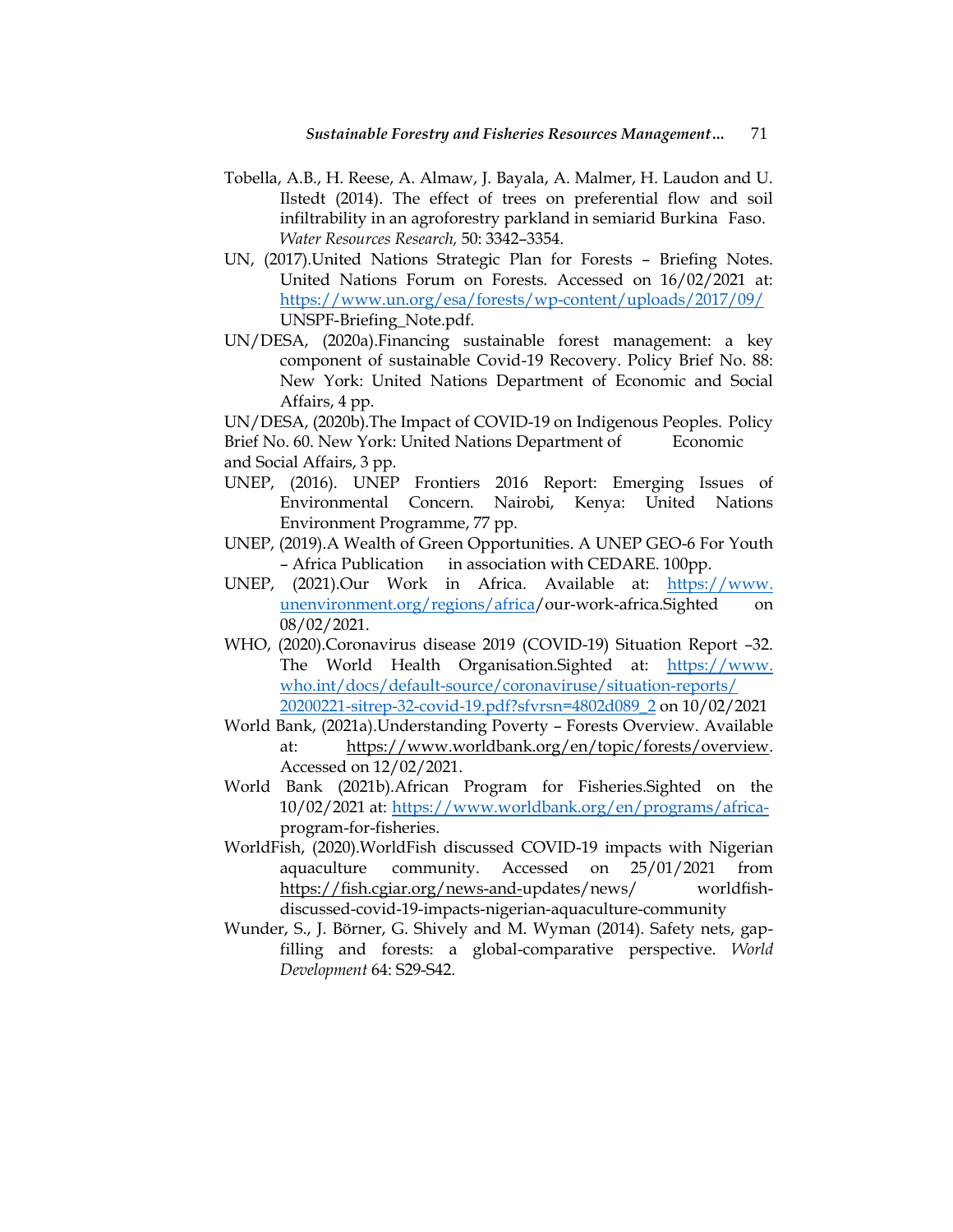Tobella, A.B., H. Reese, A. Almaw, J. Bayala, A. Malmer, H. Laudon and U. Ilstedt (2014). The effect of trees on preferential flow and soil infiltrability in an agroforestry parkland in semiarid Burkina Faso. *Water Resources Research,* 50: 3342–3354.

UN, (2017).United Nations Strategic Plan for Forests – Briefing Notes. United Nations Forum on Forests. Accessed on 16/02/2021 at: https://www.un.org/esa/forests/wp-content/uploads/2017/09/UNSPF-Briefing_Note.pdf.

UN/DESA, (2020a).Financing sustainable forest management: a key component of sustainable Covid-19 Recovery. Policy Brief No. 88: New York: United Nations Department of Economic and Social Affairs, 4 pp.

UN/DESA, (2020b).The Impact of COVID-19 on Indigenous Peoples. Policy Brief No. 60. New York: United Nations Department of Economic and Social Affairs, 3 pp.

UNEP, (2016). UNEP Frontiers 2016 Report: Emerging Issues of Environmental Concern. Nairobi, Kenya: United Nations Environment Programme, 77 pp.

UNEP, (2019).A Wealth of Green Opportunities. A UNEP GEO-6 For Youth – Africa Publication in association with CEDARE. 100pp.

UNEP, (2021).Our Work in Africa. Available at: https://www.unenvironment.org/regions/africa/our-work-africa.Sighted on 08/02/2021.

WHO, (2020).Coronavirus disease 2019 (COVID-19) Situation Report –32. The World Health Organisation.Sighted at: https://www.who.int/docs/default-source/coronaviruse/situation-reports/20200221-sitrep-32-covid-19.pdf?sfvrsn=4802d089_2 on 10/02/2021

World Bank, (2021a).Understanding Poverty – Forests Overview. Available at: https://www.worldbank.org/en/topic/forests/overview. Accessed on 12/02/2021.

World Bank (2021b).African Program for Fisheries.Sighted on the 10/02/2021 at: https://www.worldbank.org/en/programs/africa-program-for-fisheries.

WorldFish, (2020).WorldFish discussed COVID-19 impacts with Nigerian aquaculture community. Accessed on 25/01/2021 from https://fish.cgiar.org/news-and-updates/news/worldfish-discussed-covid-19-impacts-nigerian-aquaculture-community

Wunder, S., J. Börner, G. Shively and M. Wyman (2014). Safety nets, gap-filling and forests: a global-comparative perspective. *World Development* 64: S29-S42.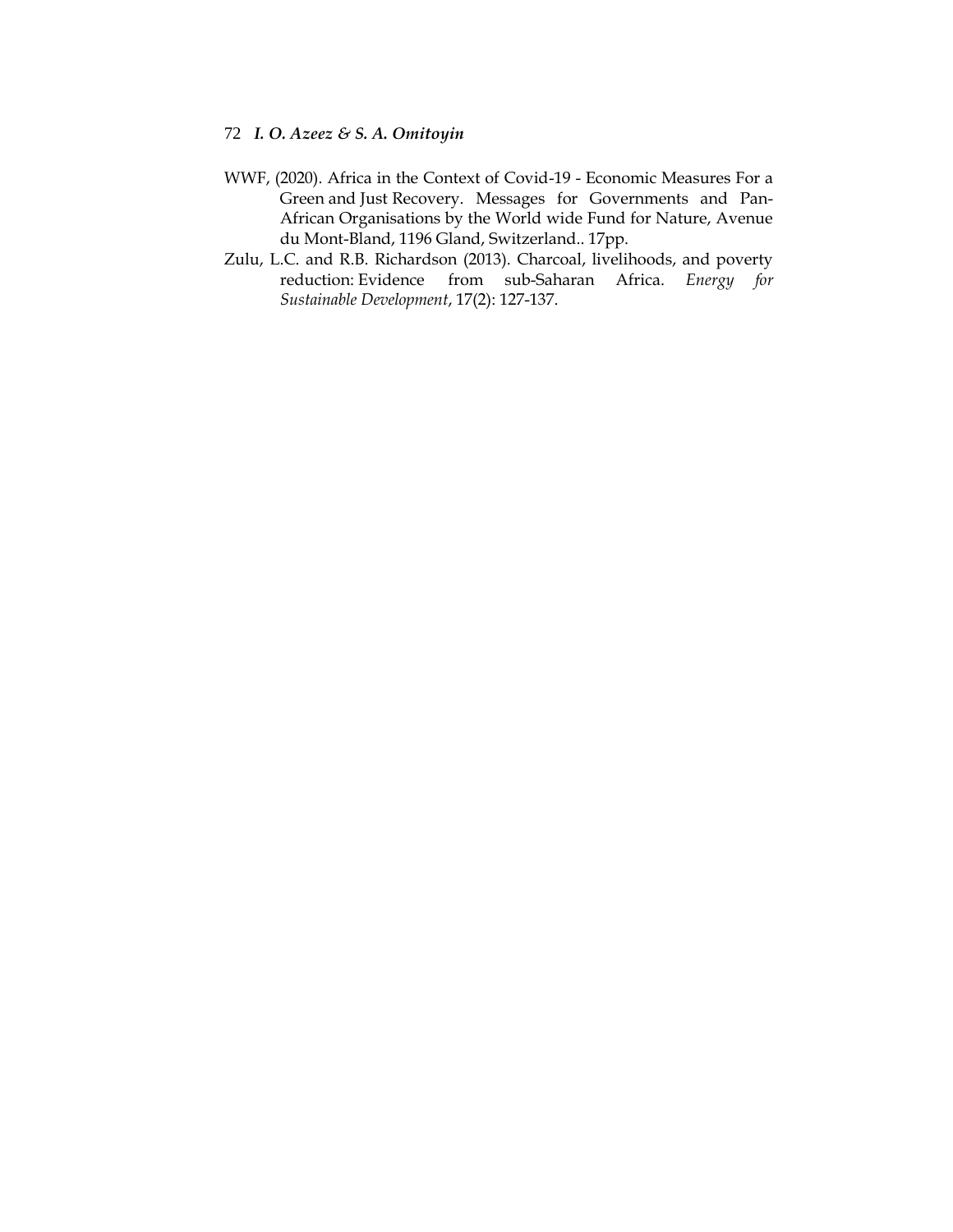WWF, (2020). Africa in the Context of Covid-19 - Economic Measures For a Green and Just Recovery. Messages for Governments and Pan-African Organisations by the World wide Fund for Nature, Avenue du Mont-Bland, 1196 Gland, Switzerland.. 17pp.

Zulu, L.C. and R.B. Richardson (2013). Charcoal, livelihoods, and poverty reduction: Evidence from sub-Saharan Africa. *Energy for Sustainable Development*, 17(2): 127-137.